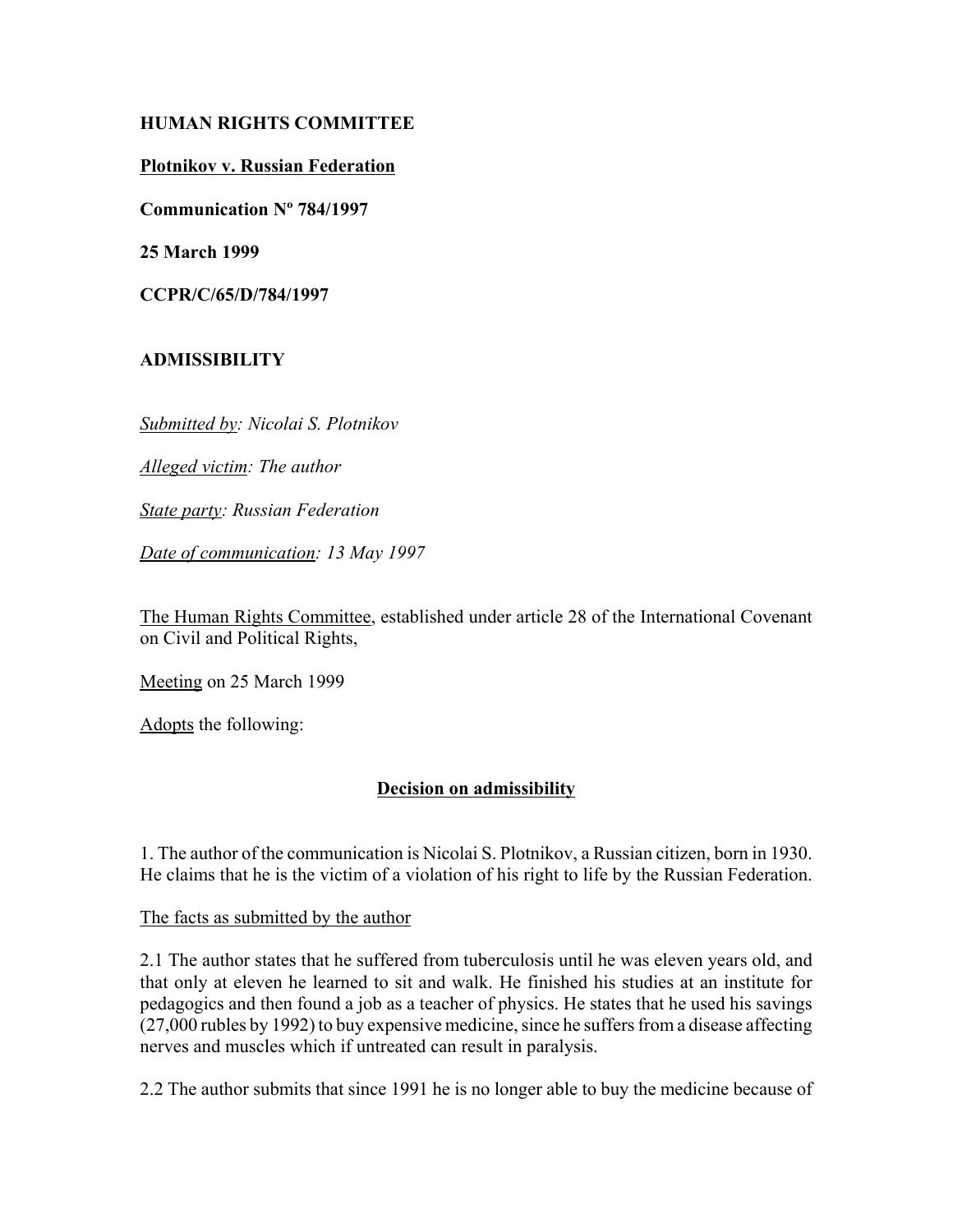**HUMAN RIGHTS COMMITTEE**

**Plotnikov v. Russian Federation**

**Communication Nº 784/1997**

**25 March 1999**

**CCPR/C/65/D/784/1997**

## ADMISSIBILITY

*Submitted by: Nicolai S. Plotnikov*

*Alleged victim: The author*

*State party: Russian Federation*

*Date of communication: 13 May 1997*

The Human Rights Committee, established under article 28 of the International Covenant on Civil and Political Rights,

Meeting on 25 March 1999

Adopts the following:

## Decision on admissibility

1. The author of the communication is Nicolai S. Plotnikov, a Russian citizen, born in 1930. He claims that he is the victim of a violation of his right to life by the Russian Federation.

The facts as submitted by the author

2.1 The author states that he suffered from tuberculosis until he was eleven years old, and that only at eleven he learned to sit and walk. He finished his studies at an institute for pedagogics and then found a job as a teacher of physics. He states that he used his savings (27,000 rubles by 1992) to buy expensive medicine, since he suffers from a disease affecting nerves and muscles which if untreated can result in paralysis.

2.2 The author submits that since 1991 he is no longer able to buy the medicine because of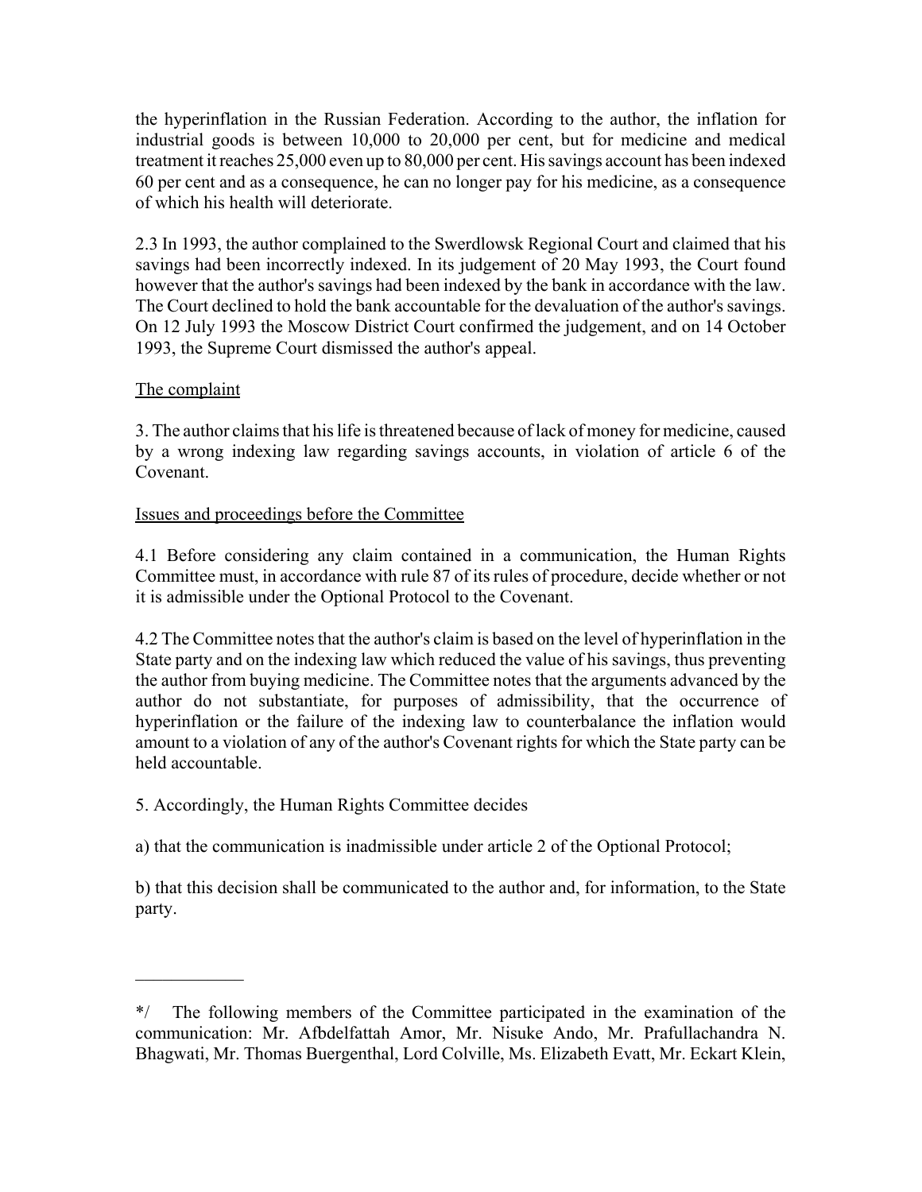the hyperinflation in the Russian Federation. According to the author, the inflation for industrial goods is between 10,000 to 20,000 per cent, but for medicine and medical treatment it reaches 25,000 even up to 80,000 per cent. His savings account has been indexed 60 per cent and as a consequence, he can no longer pay for his medicine, as a consequence of which his health will deteriorate.

2.3 In 1993, the author complained to the Swerdlowsk Regional Court and claimed that his savings had been incorrectly indexed. In its judgement of 20 May 1993, the Court found however that the author's savings had been indexed by the bank in accordance with the law. The Court declined to hold the bank accountable for the devaluation of the author's savings. On 12 July 1993 the Moscow District Court confirmed the judgement, and on 14 October 1993, the Supreme Court dismissed the author's appeal.

## The complaint

3. The author claims that his life is threatened because of lack of money for medicine, caused by a wrong indexing law regarding savings accounts, in violation of article 6 of the Covenant.

## Issues and proceedings before the Committee

4.1 Before considering any claim contained in a communication, the Human Rights Committee must, in accordance with rule 87 of its rules of procedure, decide whether or not it is admissible under the Optional Protocol to the Covenant.

4.2 The Committee notes that the author's claim is based on the level of hyperinflation in the State party and on the indexing law which reduced the value of his savings, thus preventing the author from buying medicine. The Committee notes that the arguments advanced by the author do not substantiate, for purposes of admissibility, that the occurrence of hyperinflation or the failure of the indexing law to counterbalance the inflation would amount to a violation of any of the author's Covenant rights for which the State party can be held accountable.

5. Accordingly, the Human Rights Committee decides

a) that the communication is inadmissible under article 2 of the Optional Protocol;

b) that this decision shall be communicated to the author and, for information, to the State party.

---

*/ The following members of the Committee participated in the examination of the communication: Mr. Afbdelfattah Amor, Mr. Nisuke Ando, Mr. Prafullachandra N. Bhagwati, Mr. Thomas Buergenthal, Lord Colville, Ms. Elizabeth Evatt, Mr. Eckart Klein,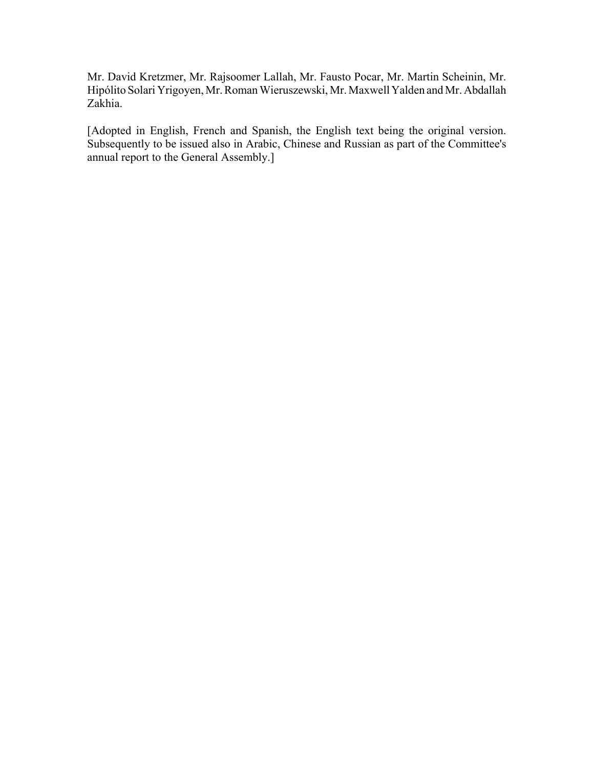Mr. David Kretzmer, Mr. Rajsoomer Lallah, Mr. Fausto Pocar, Mr. Martin Scheinin, Mr. Hipólito Solari Yrigoyen, Mr. Roman Wieruszewski, Mr. Maxwell Yalden and Mr. Abdallah Zakhia.

[Adopted in English, French and Spanish, the English text being the original version. Subsequently to be issued also in Arabic, Chinese and Russian as part of the Committee's annual report to the General Assembly.]